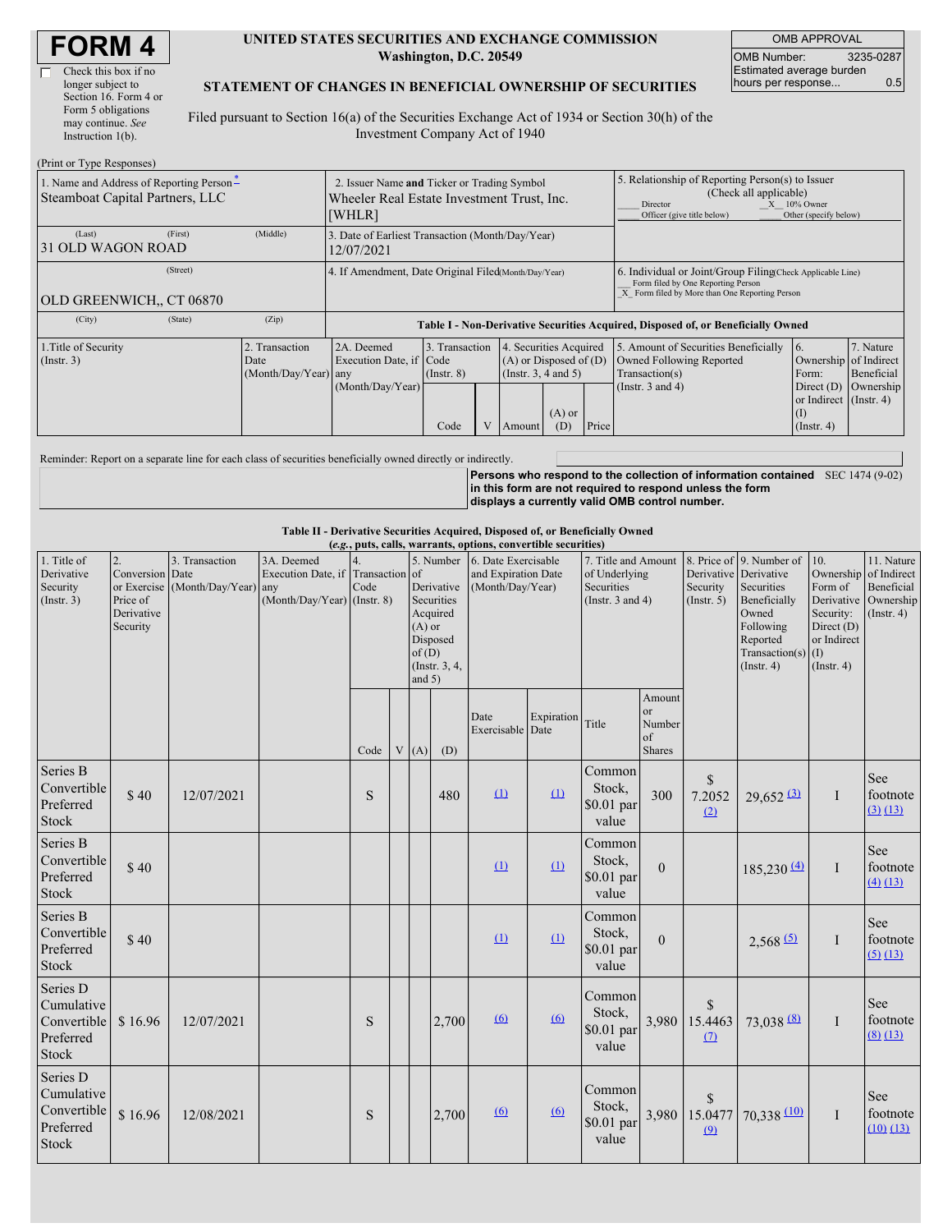# FORM 4

☐ Check this box if no longer subject to Section 16. Form 4 or Form 5 obligations may continue. *See* Instruction 1(b).

**UNITED STATES SECURITIES AND EXCHANGE COMMISSION**
**Washington, D.C. 20549**

**STATEMENT OF CHANGES IN BENEFICIAL OWNERSHIP OF SECURITIES**

Filed pursuant to Section 16(a) of the Securities Exchange Act of 1934 or Section 30(h) of the Investment Company Act of 1940

| OMB APPROVAL | |
|---|---|
| OMB Number: | 3235-0287 |
| Estimated average burden hours per response... | 0.5 |

(Print or Type Responses)

| 1. Name and Address of Reporting Person * | 2. Issuer Name and Ticker or Trading Symbol | 5. Relationship of Reporting Person(s) to Issuer (Check all applicable) |
|---|---|---|
| Steamboat Capital Partners, LLC | Wheeler Real Estate Investment Trust, Inc. [WHLR] | ___ Director  _X_ 10% Owner  ___ Officer (give title below)  ___ Other (specify below) |
| (Last) (First) (Middle) 31 OLD WAGON ROAD | 3. Date of Earliest Transaction (Month/Day/Year) 12/07/2021 | |
| (Street) OLD GREENWICH,, CT 06870 | 4. If Amendment, Date Original Filed (Month/Day/Year) | 6. Individual or Joint/Group Filing (Check Applicable Line) ___ Form filed by One Reporting Person _X_ Form filed by More than One Reporting Person |
| (City) (State) (Zip) | | |

**Table I - Non-Derivative Securities Acquired, Disposed of, or Beneficially Owned**

| 1.Title of Security (Instr. 3) | 2. Transaction Date (Month/Day/Year) | 2A. Deemed Execution Date, if any (Month/Day/Year) | 3. Transaction Code (Instr. 8) | | 4. Securities Acquired (A) or Disposed of (D) (Instr. 3, 4 and 5) | | | 5. Amount of Securities Beneficially Owned Following Reported Transaction(s) (Instr. 3 and 4) | 6. Ownership Form: Direct (D) or Indirect (I) (Instr. 4) | 7. Nature of Indirect Beneficial Ownership (Instr. 4) |
|---|---|---|---|---|---|---|---|---|---|---|
| | | | Code | V | Amount | (A) or (D) | Price | | | |

Reminder: Report on a separate line for each class of securities beneficially owned directly or indirectly.

**Persons who respond to the collection of information contained in this form are not required to respond unless the form displays a currently valid OMB control number.** SEC 1474 (9-02)

**Table II - Derivative Securities Acquired, Disposed of, or Beneficially Owned**
**(*e.g.*, puts, calls, warrants, options, convertible securities)**

| 1. Title of Derivative Security (Instr. 3) | 2. Conversion or Exercise Price of Derivative Security | 3. Transaction Date (Month/Day/Year) | 3A. Deemed Execution Date, if any (Month/Day/Year) | 4. Transaction Code (Instr. 8) | | 5. Number of Derivative Securities Acquired (A) or Disposed of (D) (Instr. 3, 4, and 5) | | 6. Date Exercisable and Expiration Date (Month/Day/Year) | | 7. Title and Amount of Underlying Securities (Instr. 3 and 4) | | 8. Price of Derivative Security (Instr. 5) | 9. Number of Derivative Securities Beneficially Owned Following Reported Transaction(s) (Instr. 4) | 10. Ownership Form of Derivative Security: Direct (D) or Indirect (I) (Instr. 4) | 11. Nature of Indirect Beneficial Ownership (Instr. 4) |
|---|---|---|---|---|---|---|---|---|---|---|---|---|---|---|---|
| | | | | Code | V | (A) | (D) | Date Exercisable | Expiration Date | Title | Amount or Number of Shares | | | | |
| Series B Convertible Preferred Stock | $ 40 | 12/07/2021 | | S | | | 480 | (1) | (1) | Common Stock, $0.01 par value | 300 | $ 7.2052 (2) | 29,652 (3) | I | See footnote (3) (13) |
| Series B Convertible Preferred Stock | $ 40 | | | | | | | (1) | (1) | Common Stock, $0.01 par value | 0 | | 185,230 (4) | I | See footnote (4) (13) |
| Series B Convertible Preferred Stock | $ 40 | | | | | | | (1) | (1) | Common Stock, $0.01 par value | 0 | | 2,568 (5) | I | See footnote (5) (13) |
| Series D Cumulative Convertible Preferred Stock | $ 16.96 | 12/07/2021 | | S | | | 2,700 | (6) | (6) | Common Stock, $0.01 par value | 3,980 | $ 15.4463 (7) | 73,038 (8) | I | See footnote (8) (13) |
| Series D Cumulative Convertible Preferred Stock | $ 16.96 | 12/08/2021 | | S | | | 2,700 | (6) | (6) | Common Stock, $0.01 par value | 3,980 | $ 15.0477 (9) | 70,338 (10) | I | See footnote (10) (13) |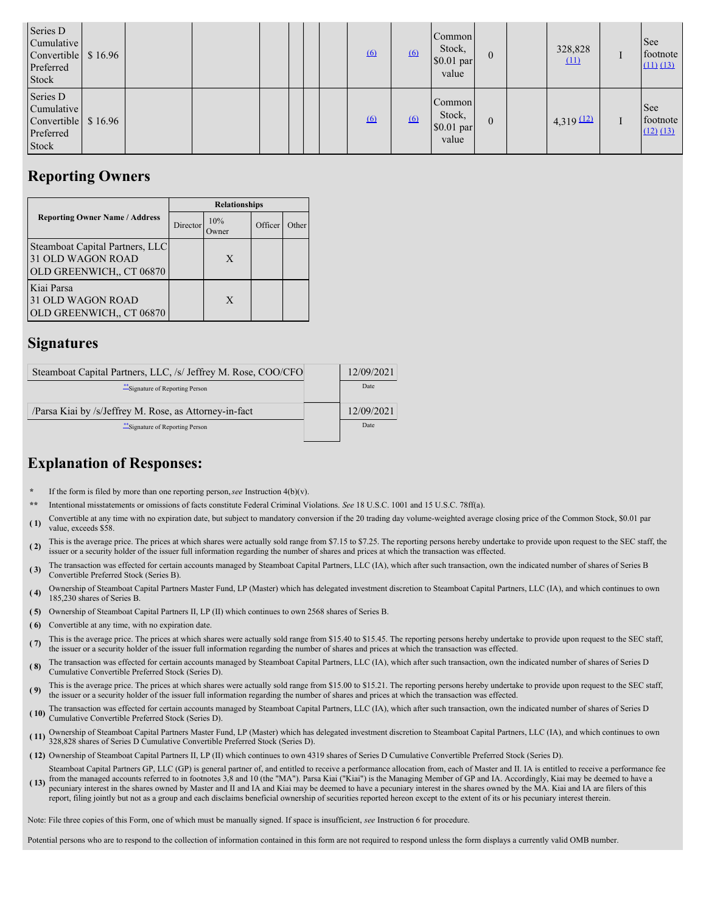| | | | | | | | | | | | | | | |
|---|---|---|---|---|---|---|---|---|---|---|---|---|---|---|
| Series D Cumulative Convertible Preferred Stock | $ 16.96 | | | | | | | (6) | (6) | Common Stock, $0.01 par value | 0 | | 328,828 (11) | I | See footnote (11) (13) |
| Series D Cumulative Convertible Preferred Stock | $ 16.96 | | | | | | | (6) | (6) | Common Stock, $0.01 par value | 0 | | 4,319 (12) | I | See footnote (12) (13) |

## Reporting Owners

| Reporting Owner Name / Address | Relationships | | | |
|---|---|---|---|---|
| | Director | 10% Owner | Officer | Other |
| Steamboat Capital Partners, LLC<br>31 OLD WAGON ROAD<br>OLD GREENWICH,, CT 06870 | | X | | |
| Kiai Parsa<br>31 OLD WAGON ROAD<br>OLD GREENWICH,, CT 06870 | | X | | |

## Signatures

| | |
|---|---|
| Steamboat Capital Partners, LLC, /s/ Jeffrey M. Rose, COO/CFO | 12/09/2021 |
| **Signature of Reporting Person | Date |
| /Parsa Kiai by /s/Jeffrey M. Rose, as Attorney-in-fact | 12/09/2021 |
| **Signature of Reporting Person | Date |

## Explanation of Responses:

\* If the form is filed by more than one reporting person, *see* Instruction 4(b)(v).

** Intentional misstatements or omissions of facts constitute Federal Criminal Violations. *See* 18 U.S.C. 1001 and 15 U.S.C. 78ff(a).

( 1) Convertible at any time with no expiration date, but subject to mandatory conversion if the 20 trading day volume-weighted average closing price of the Common Stock, $0.01 par value, exceeds $58.

( 2) This is the average price. The prices at which shares were actually sold range from $7.15 to $7.25. The reporting persons hereby undertake to provide upon request to the SEC staff, the issuer or a security holder of the issuer full information regarding the number of shares and prices at which the transaction was effected.

( 3) The transaction was effected for certain accounts managed by Steamboat Capital Partners, LLC (IA), which after such transaction, own the indicated number of shares of Series B Convertible Preferred Stock (Series B).

( 4) Ownership of Steamboat Capital Partners Master Fund, LP (Master) which has delegated investment discretion to Steamboat Capital Partners, LLC (IA), and which continues to own 185,230 shares of Series B.

( 5) Ownership of Steamboat Capital Partners II, LP (II) which continues to own 2568 shares of Series B.

( 6) Convertible at any time, with no expiration date.

( 7) This is the average price. The prices at which shares were actually sold range from $15.40 to $15.45. The reporting persons hereby undertake to provide upon request to the SEC staff, the issuer or a security holder of the issuer full information regarding the number of shares and prices at which the transaction was effected.

( 8) The transaction was effected for certain accounts managed by Steamboat Capital Partners, LLC (IA), which after such transaction, own the indicated number of shares of Series D Cumulative Convertible Preferred Stock (Series D).

( 9) This is the average price. The prices at which shares were actually sold range from $15.00 to $15.21. The reporting persons hereby undertake to provide upon request to the SEC staff, the issuer or a security holder of the issuer full information regarding the number of shares and prices at which the transaction was effected.

( 10) The transaction was effected for certain accounts managed by Steamboat Capital Partners, LLC (IA), which after such transaction, own the indicated number of shares of Series D Cumulative Convertible Preferred Stock (Series D).

( 11) Ownership of Steamboat Capital Partners Master Fund, LP (Master) which has delegated investment discretion to Steamboat Capital Partners, LLC (IA), and which continues to own 328,828 shares of Series D Cumulative Convertible Preferred Stock (Series D).

( 12) Ownership of Steamboat Capital Partners II, LP (II) which continues to own 4319 shares of Series D Cumulative Convertible Preferred Stock (Series D).

( 13) Steamboat Capital Partners GP, LLC (GP) is general partner of, and entitled to receive a performance allocation from, each of Master and II. IA is entitled to receive a performance fee from the managed accounts referred to in footnotes 3,8 and 10 (the "MA"). Parsa Kiai ("Kiai") is the Managing Member of GP and IA. Accordingly, Kiai may be deemed to have a pecuniary interest in the shares owned by Master and II and IA and Kiai may be deemed to have a pecuniary interest in the shares owned by the MA. Kiai and IA are filers of this report, filing jointly but not as a group and each disclaims beneficial ownership of securities reported hereon except to the extent of its or his pecuniary interest therein.

Note: File three copies of this Form, one of which must be manually signed. If space is insufficient, *see* Instruction 6 for procedure.

Potential persons who are to respond to the collection of information contained in this form are not required to respond unless the form displays a currently valid OMB number.